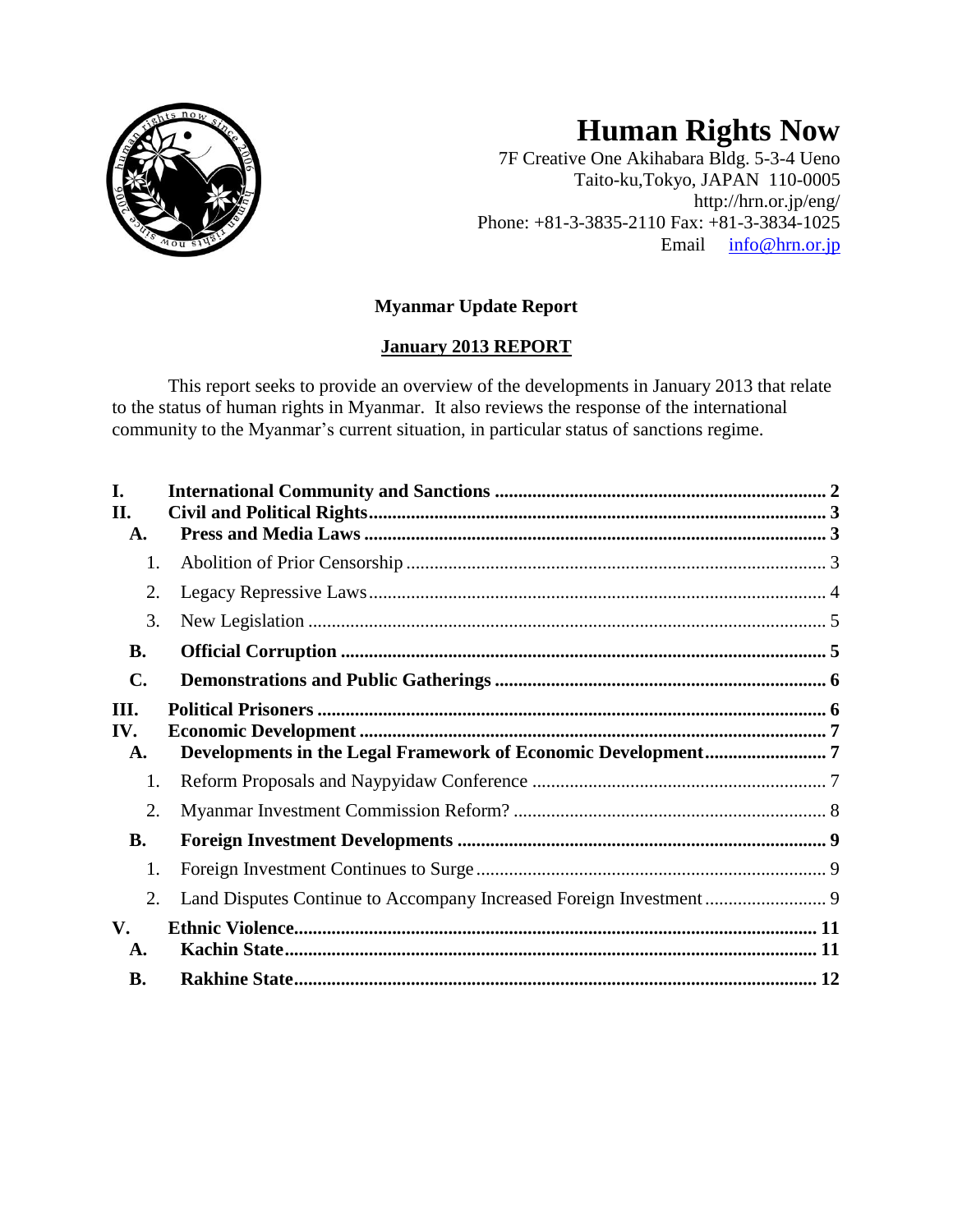# Human Rights Now

7F Creative One Akihabara Bldg. 5-3-4 Ueno
Taito-ku,Tokyo, JAPAN 110-0005
http://hrn.or.jp/eng/
Phone: +81-3-3835-2110 Fax: +81-3-3834-1025
Email info@hrn.or.jp

**Myanmar Update Report**

**January 2013 REPORT**

This report seeks to provide an overview of the developments in January 2013 that relate to the status of human rights in Myanmar. It also reviews the response of the international community to the Myanmar's current situation, in particular status of sanctions regime.

**I. International Community and Sanctions** ..... 2
**II. Civil and Political Rights** ..... 3
- **A. Press and Media Laws** ..... 3
  1. Abolition of Prior Censorship ..... 3
  2. Legacy Repressive Laws ..... 4
  3. New Legislation ..... 5
- **B. Official Corruption** ..... 5
- **C. Demonstrations and Public Gatherings** ..... 6

**III. Political Prisoners** ..... 6
**IV. Economic Development** ..... 7
- **A. Developments in the Legal Framework of Economic Development** ..... 7
  1. Reform Proposals and Naypyidaw Conference ..... 7
  2. Myanmar Investment Commission Reform? ..... 8
- **B. Foreign Investment Developments** ..... 9
  1. Foreign Investment Continues to Surge ..... 9
  2. Land Disputes Continue to Accompany Increased Foreign Investment ..... 9

**V. Ethnic Violence** ..... 11
- **A. Kachin State** ..... 11
- **B. Rakhine State** ..... 12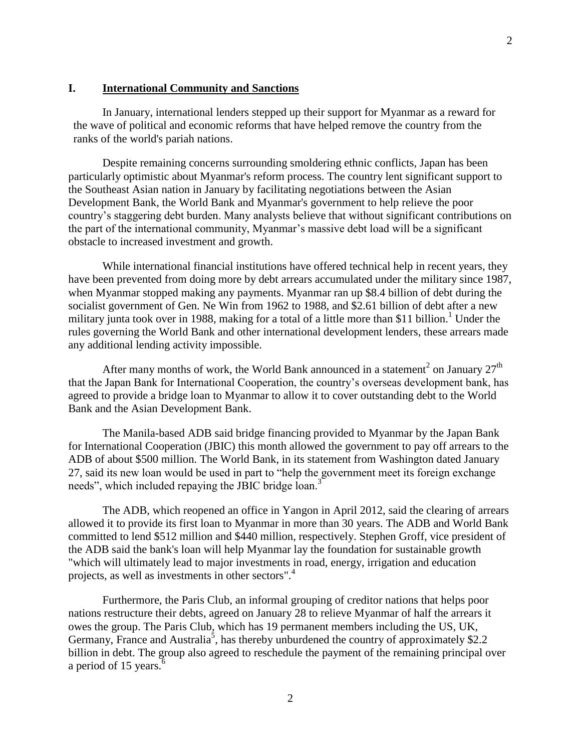## I. International Community and Sanctions

In January, international lenders stepped up their support for Myanmar as a reward for the wave of political and economic reforms that have helped remove the country from the ranks of the world's pariah nations.

Despite remaining concerns surrounding smoldering ethnic conflicts, Japan has been particularly optimistic about Myanmar's reform process. The country lent significant support to the Southeast Asian nation in January by facilitating negotiations between the Asian Development Bank, the World Bank and Myanmar's government to help relieve the poor country's staggering debt burden. Many analysts believe that without significant contributions on the part of the international community, Myanmar's massive debt load will be a significant obstacle to increased investment and growth.

While international financial institutions have offered technical help in recent years, they have been prevented from doing more by debt arrears accumulated under the military since 1987, when Myanmar stopped making any payments. Myanmar ran up $8.4 billion of debt during the socialist government of Gen. Ne Win from 1962 to 1988, and $2.61 billion of debt after a new military junta took over in 1988, making for a total of a little more than $11 billion.[1] Under the rules governing the World Bank and other international development lenders, these arrears made any additional lending activity impossible.

After many months of work, the World Bank announced in a statement[2] on January 27th that the Japan Bank for International Cooperation, the country's overseas development bank, has agreed to provide a bridge loan to Myanmar to allow it to cover outstanding debt to the World Bank and the Asian Development Bank.

The Manila-based ADB said bridge financing provided to Myanmar by the Japan Bank for International Cooperation (JBIC) this month allowed the government to pay off arrears to the ADB of about $500 million. The World Bank, in its statement from Washington dated January 27, said its new loan would be used in part to "help the government meet its foreign exchange needs", which included repaying the JBIC bridge loan.[3]

The ADB, which reopened an office in Yangon in April 2012, said the clearing of arrears allowed it to provide its first loan to Myanmar in more than 30 years. The ADB and World Bank committed to lend $512 million and $440 million, respectively. Stephen Groff, vice president of the ADB said the bank's loan will help Myanmar lay the foundation for sustainable growth "which will ultimately lead to major investments in road, energy, irrigation and education projects, as well as investments in other sectors".[4]

Furthermore, the Paris Club, an informal grouping of creditor nations that helps poor nations restructure their debts, agreed on January 28 to relieve Myanmar of half the arrears it owes the group. The Paris Club, which has 19 permanent members including the US, UK, Germany, France and Australia[5], has thereby unburdened the country of approximately $2.2 billion in debt. The group also agreed to reschedule the payment of the remaining principal over a period of 15 years.[6]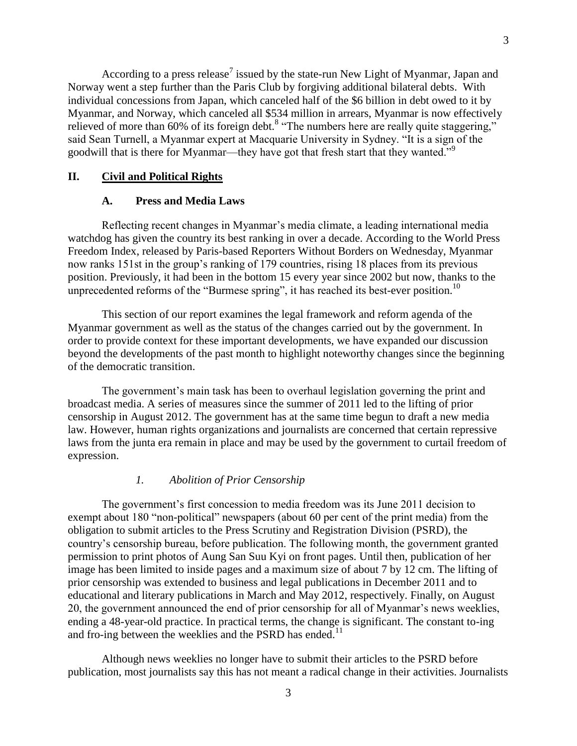According to a press release[7] issued by the state-run New Light of Myanmar, Japan and Norway went a step further than the Paris Club by forgiving additional bilateral debts. With individual concessions from Japan, which canceled half of the $6 billion in debt owed to it by Myanmar, and Norway, which canceled all $534 million in arrears, Myanmar is now effectively relieved of more than 60% of its foreign debt.[8] "The numbers here are really quite staggering," said Sean Turnell, a Myanmar expert at Macquarie University in Sydney. "It is a sign of the goodwill that is there for Myanmar—they have got that fresh start that they wanted."[9]

## II. Civil and Political Rights

### A. Press and Media Laws

Reflecting recent changes in Myanmar's media climate, a leading international media watchdog has given the country its best ranking in over a decade. According to the World Press Freedom Index, released by Paris-based Reporters Without Borders on Wednesday, Myanmar now ranks 151st in the group's ranking of 179 countries, rising 18 places from its previous position. Previously, it had been in the bottom 15 every year since 2002 but now, thanks to the unprecedented reforms of the "Burmese spring", it has reached its best-ever position.[10]

This section of our report examines the legal framework and reform agenda of the Myanmar government as well as the status of the changes carried out by the government. In order to provide context for these important developments, we have expanded our discussion beyond the developments of the past month to highlight noteworthy changes since the beginning of the democratic transition.

The government's main task has been to overhaul legislation governing the print and broadcast media. A series of measures since the summer of 2011 led to the lifting of prior censorship in August 2012. The government has at the same time begun to draft a new media law. However, human rights organizations and journalists are concerned that certain repressive laws from the junta era remain in place and may be used by the government to curtail freedom of expression.

#### *1. Abolition of Prior Censorship*

The government's first concession to media freedom was its June 2011 decision to exempt about 180 "non-political" newspapers (about 60 per cent of the print media) from the obligation to submit articles to the Press Scrutiny and Registration Division (PSRD), the country's censorship bureau, before publication. The following month, the government granted permission to print photos of Aung San Suu Kyi on front pages. Until then, publication of her image has been limited to inside pages and a maximum size of about 7 by 12 cm. The lifting of prior censorship was extended to business and legal publications in December 2011 and to educational and literary publications in March and May 2012, respectively. Finally, on August 20, the government announced the end of prior censorship for all of Myanmar's news weeklies, ending a 48-year-old practice. In practical terms, the change is significant. The constant to-ing and fro-ing between the weeklies and the PSRD has ended.[11]

Although news weeklies no longer have to submit their articles to the PSRD before publication, most journalists say this has not meant a radical change in their activities. Journalists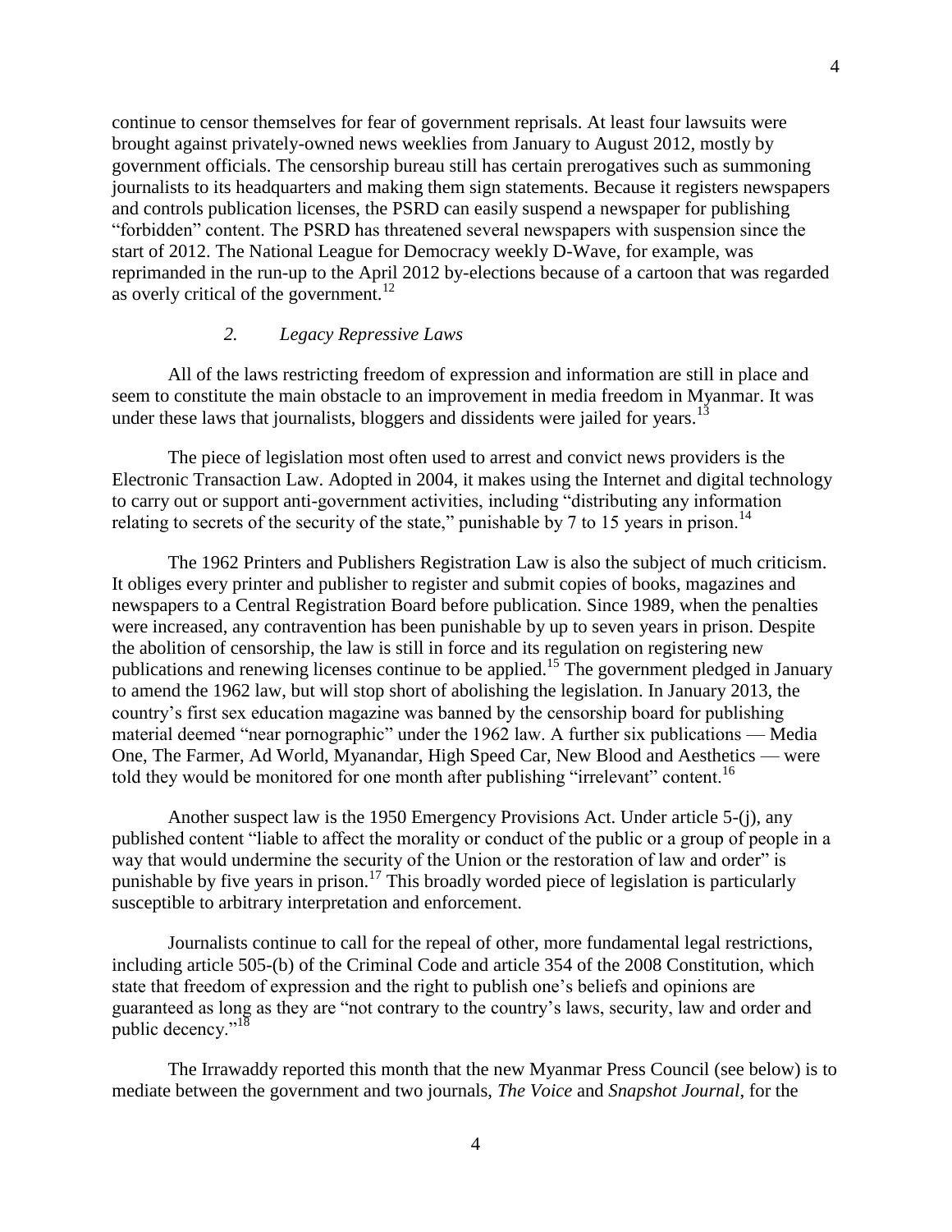continue to censor themselves for fear of government reprisals. At least four lawsuits were brought against privately-owned news weeklies from January to August 2012, mostly by government officials. The censorship bureau still has certain prerogatives such as summoning journalists to its headquarters and making them sign statements. Because it registers newspapers and controls publication licenses, the PSRD can easily suspend a newspaper for publishing "forbidden" content. The PSRD has threatened several newspapers with suspension since the start of 2012. The National League for Democracy weekly D-Wave, for example, was reprimanded in the run-up to the April 2012 by-elections because of a cartoon that was regarded as overly critical of the government.[12]

### *2. Legacy Repressive Laws*

All of the laws restricting freedom of expression and information are still in place and seem to constitute the main obstacle to an improvement in media freedom in Myanmar. It was under these laws that journalists, bloggers and dissidents were jailed for years.[13]

The piece of legislation most often used to arrest and convict news providers is the Electronic Transaction Law. Adopted in 2004, it makes using the Internet and digital technology to carry out or support anti-government activities, including "distributing any information relating to secrets of the security of the state," punishable by 7 to 15 years in prison.[14]

The 1962 Printers and Publishers Registration Law is also the subject of much criticism. It obliges every printer and publisher to register and submit copies of books, magazines and newspapers to a Central Registration Board before publication. Since 1989, when the penalties were increased, any contravention has been punishable by up to seven years in prison. Despite the abolition of censorship, the law is still in force and its regulation on registering new publications and renewing licenses continue to be applied.[15] The government pledged in January to amend the 1962 law, but will stop short of abolishing the legislation. In January 2013, the country's first sex education magazine was banned by the censorship board for publishing material deemed "near pornographic" under the 1962 law. A further six publications — Media One, The Farmer, Ad World, Myanandar, High Speed Car, New Blood and Aesthetics — were told they would be monitored for one month after publishing "irrelevant" content.[16]

Another suspect law is the 1950 Emergency Provisions Act. Under article 5-(j), any published content "liable to affect the morality or conduct of the public or a group of people in a way that would undermine the security of the Union or the restoration of law and order" is punishable by five years in prison.[17] This broadly worded piece of legislation is particularly susceptible to arbitrary interpretation and enforcement.

Journalists continue to call for the repeal of other, more fundamental legal restrictions, including article 505-(b) of the Criminal Code and article 354 of the 2008 Constitution, which state that freedom of expression and the right to publish one's beliefs and opinions are guaranteed as long as they are "not contrary to the country's laws, security, law and order and public decency."[18]

The Irrawaddy reported this month that the new Myanmar Press Council (see below) is to mediate between the government and two journals, *The Voice* and *Snapshot Journal*, for the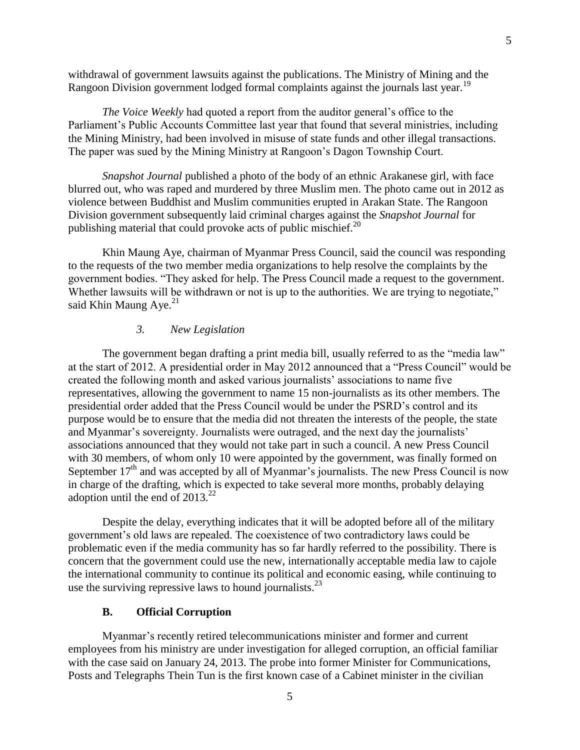withdrawal of government lawsuits against the publications. The Ministry of Mining and the Rangoon Division government lodged formal complaints against the journals last year.[19]

*The Voice Weekly* had quoted a report from the auditor general's office to the Parliament's Public Accounts Committee last year that found that several ministries, including the Mining Ministry, had been involved in misuse of state funds and other illegal transactions. The paper was sued by the Mining Ministry at Rangoon's Dagon Township Court.

*Snapshot Journal* published a photo of the body of an ethnic Arakanese girl, with face blurred out, who was raped and murdered by three Muslim men. The photo came out in 2012 as violence between Buddhist and Muslim communities erupted in Arakan State. The Rangoon Division government subsequently laid criminal charges against the *Snapshot Journal* for publishing material that could provoke acts of public mischief.[20]

Khin Maung Aye, chairman of Myanmar Press Council, said the council was responding to the requests of the two member media organizations to help resolve the complaints by the government bodies. "They asked for help. The Press Council made a request to the government. Whether lawsuits will be withdrawn or not is up to the authorities. We are trying to negotiate," said Khin Maung Aye.[21]

### *3. New Legislation*

The government began drafting a print media bill, usually referred to as the "media law" at the start of 2012. A presidential order in May 2012 announced that a "Press Council" would be created the following month and asked various journalists' associations to name five representatives, allowing the government to name 15 non-journalists as its other members. The presidential order added that the Press Council would be under the PSRD's control and its purpose would be to ensure that the media did not threaten the interests of the people, the state and Myanmar's sovereignty. Journalists were outraged, and the next day the journalists' associations announced that they would not take part in such a council. A new Press Council with 30 members, of whom only 10 were appointed by the government, was finally formed on September 17th and was accepted by all of Myanmar's journalists. The new Press Council is now in charge of the drafting, which is expected to take several more months, probably delaying adoption until the end of 2013.[22]

Despite the delay, everything indicates that it will be adopted before all of the military government's old laws are repealed. The coexistence of two contradictory laws could be problematic even if the media community has so far hardly referred to the possibility. There is concern that the government could use the new, internationally acceptable media law to cajole the international community to continue its political and economic easing, while continuing to use the surviving repressive laws to hound journalists.[23]

## B. Official Corruption

Myanmar's recently retired telecommunications minister and former and current employees from his ministry are under investigation for alleged corruption, an official familiar with the case said on January 24, 2013. The probe into former Minister for Communications, Posts and Telegraphs Thein Tun is the first known case of a Cabinet minister in the civilian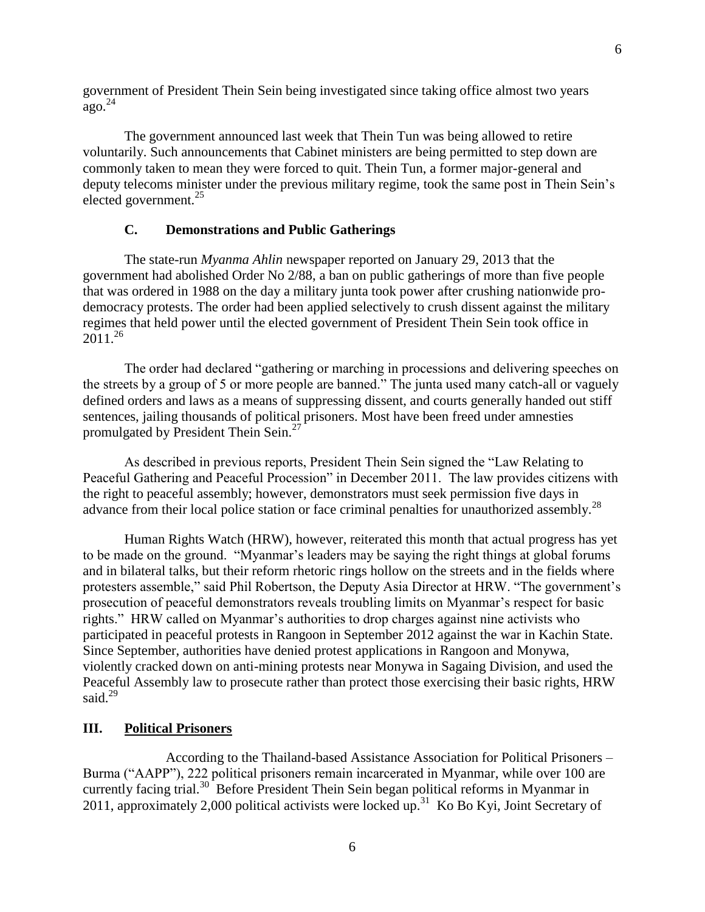government of President Thein Sein being investigated since taking office almost two years ago.[24]

The government announced last week that Thein Tun was being allowed to retire voluntarily. Such announcements that Cabinet ministers are being permitted to step down are commonly taken to mean they were forced to quit. Thein Tun, a former major-general and deputy telecoms minister under the previous military regime, took the same post in Thein Sein's elected government.[25]

### C. Demonstrations and Public Gatherings

The state-run *Myanma Ahlin* newspaper reported on January 29, 2013 that the government had abolished Order No 2/88, a ban on public gatherings of more than five people that was ordered in 1988 on the day a military junta took power after crushing nationwide pro-democracy protests. The order had been applied selectively to crush dissent against the military regimes that held power until the elected government of President Thein Sein took office in 2011.[26]

The order had declared "gathering or marching in processions and delivering speeches on the streets by a group of 5 or more people are banned." The junta used many catch-all or vaguely defined orders and laws as a means of suppressing dissent, and courts generally handed out stiff sentences, jailing thousands of political prisoners. Most have been freed under amnesties promulgated by President Thein Sein.[27]

As described in previous reports, President Thein Sein signed the "Law Relating to Peaceful Gathering and Peaceful Procession" in December 2011. The law provides citizens with the right to peaceful assembly; however, demonstrators must seek permission five days in advance from their local police station or face criminal penalties for unauthorized assembly.[28]

Human Rights Watch (HRW), however, reiterated this month that actual progress has yet to be made on the ground. "Myanmar's leaders may be saying the right things at global forums and in bilateral talks, but their reform rhetoric rings hollow on the streets and in the fields where protesters assemble," said Phil Robertson, the Deputy Asia Director at HRW. "The government's prosecution of peaceful demonstrators reveals troubling limits on Myanmar's respect for basic rights." HRW called on Myanmar's authorities to drop charges against nine activists who participated in peaceful protests in Rangoon in September 2012 against the war in Kachin State. Since September, authorities have denied protest applications in Rangoon and Monywa, violently cracked down on anti-mining protests near Monywa in Sagaing Division, and used the Peaceful Assembly law to prosecute rather than protect those exercising their basic rights, HRW said.[29]

## III. Political Prisoners

According to the Thailand-based Assistance Association for Political Prisoners – Burma ("AAPP"), 222 political prisoners remain incarcerated in Myanmar, while over 100 are currently facing trial.[30] Before President Thein Sein began political reforms in Myanmar in 2011, approximately 2,000 political activists were locked up.[31] Ko Bo Kyi, Joint Secretary of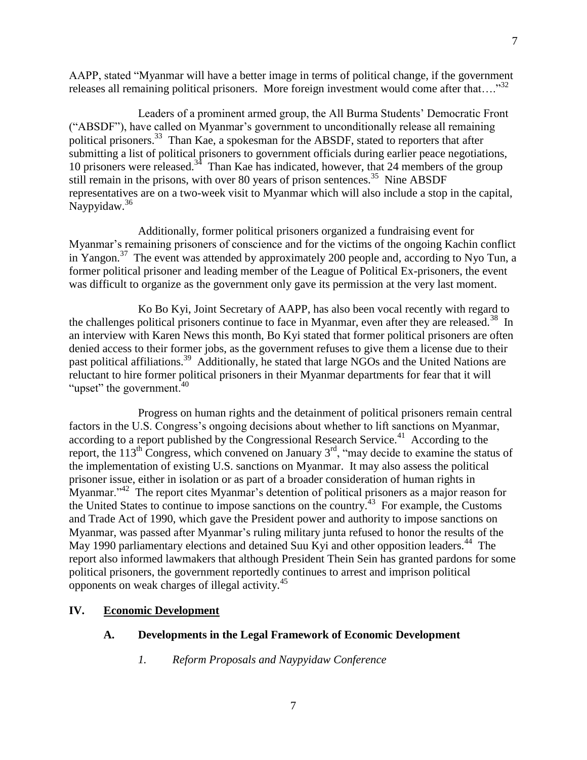AAPP, stated "Myanmar will have a better image in terms of political change, if the government releases all remaining political prisoners. More foreign investment would come after that…."[32]

Leaders of a prominent armed group, the All Burma Students' Democratic Front ("ABSDF"), have called on Myanmar's government to unconditionally release all remaining political prisoners.[33] Than Kae, a spokesman for the ABSDF, stated to reporters that after submitting a list of political prisoners to government officials during earlier peace negotiations, 10 prisoners were released.[34] Than Kae has indicated, however, that 24 members of the group still remain in the prisons, with over 80 years of prison sentences.[35] Nine ABSDF representatives are on a two-week visit to Myanmar which will also include a stop in the capital, Naypyidaw.[36]

Additionally, former political prisoners organized a fundraising event for Myanmar's remaining prisoners of conscience and for the victims of the ongoing Kachin conflict in Yangon.[37] The event was attended by approximately 200 people and, according to Nyo Tun, a former political prisoner and leading member of the League of Political Ex-prisoners, the event was difficult to organize as the government only gave its permission at the very last moment.

Ko Bo Kyi, Joint Secretary of AAPP, has also been vocal recently with regard to the challenges political prisoners continue to face in Myanmar, even after they are released.[38] In an interview with Karen News this month, Bo Kyi stated that former political prisoners are often denied access to their former jobs, as the government refuses to give them a license due to their past political affiliations.[39] Additionally, he stated that large NGOs and the United Nations are reluctant to hire former political prisoners in their Myanmar departments for fear that it will "upset" the government.[40]

Progress on human rights and the detainment of political prisoners remain central factors in the U.S. Congress's ongoing decisions about whether to lift sanctions on Myanmar, according to a report published by the Congressional Research Service.[41] According to the report, the 113th Congress, which convened on January 3rd, "may decide to examine the status of the implementation of existing U.S. sanctions on Myanmar. It may also assess the political prisoner issue, either in isolation or as part of a broader consideration of human rights in Myanmar."[42] The report cites Myanmar's detention of political prisoners as a major reason for the United States to continue to impose sanctions on the country.[43] For example, the Customs and Trade Act of 1990, which gave the President power and authority to impose sanctions on Myanmar, was passed after Myanmar's ruling military junta refused to honor the results of the May 1990 parliamentary elections and detained Suu Kyi and other opposition leaders.[44] The report also informed lawmakers that although President Thein Sein has granted pardons for some political prisoners, the government reportedly continues to arrest and imprison political opponents on weak charges of illegal activity.[45]

## IV. Economic Development

### A. Developments in the Legal Framework of Economic Development

#### *1. Reform Proposals and Naypyidaw Conference*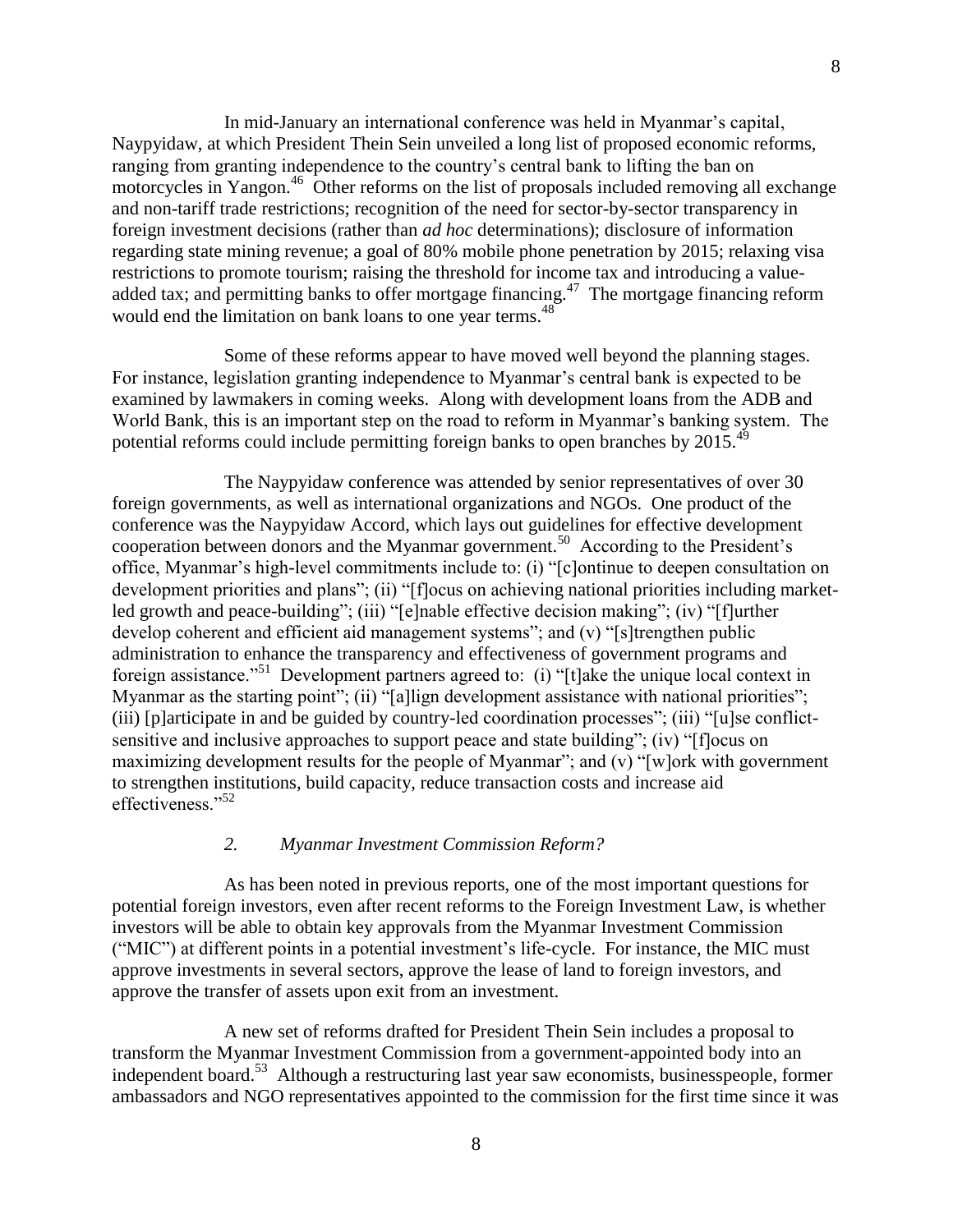In mid-January an international conference was held in Myanmar's capital, Naypyidaw, at which President Thein Sein unveiled a long list of proposed economic reforms, ranging from granting independence to the country's central bank to lifting the ban on motorcycles in Yangon.[46] Other reforms on the list of proposals included removing all exchange and non-tariff trade restrictions; recognition of the need for sector-by-sector transparency in foreign investment decisions (rather than *ad hoc* determinations); disclosure of information regarding state mining revenue; a goal of 80% mobile phone penetration by 2015; relaxing visa restrictions to promote tourism; raising the threshold for income tax and introducing a value-added tax; and permitting banks to offer mortgage financing.[47] The mortgage financing reform would end the limitation on bank loans to one year terms.[48]

Some of these reforms appear to have moved well beyond the planning stages. For instance, legislation granting independence to Myanmar's central bank is expected to be examined by lawmakers in coming weeks. Along with development loans from the ADB and World Bank, this is an important step on the road to reform in Myanmar's banking system. The potential reforms could include permitting foreign banks to open branches by 2015.[49]

The Naypyidaw conference was attended by senior representatives of over 30 foreign governments, as well as international organizations and NGOs. One product of the conference was the Naypyidaw Accord, which lays out guidelines for effective development cooperation between donors and the Myanmar government.[50] According to the President's office, Myanmar's high-level commitments include to: (i) "[c]ontinue to deepen consultation on development priorities and plans"; (ii) "[f]ocus on achieving national priorities including market-led growth and peace-building"; (iii) "[e]nable effective decision making"; (iv) "[f]urther develop coherent and efficient aid management systems"; and (v) "[s]trengthen public administration to enhance the transparency and effectiveness of government programs and foreign assistance."[51] Development partners agreed to: (i) "[t]ake the unique local context in Myanmar as the starting point"; (ii) "[a]lign development assistance with national priorities"; (iii) [p]articipate in and be guided by country-led coordination processes"; (iii) "[u]se conflict-sensitive and inclusive approaches to support peace and state building"; (iv) "[f]ocus on maximizing development results for the people of Myanmar"; and (v) "[w]ork with government to strengthen institutions, build capacity, reduce transaction costs and increase aid effectiveness."[52]

### *2. Myanmar Investment Commission Reform?*

As has been noted in previous reports, one of the most important questions for potential foreign investors, even after recent reforms to the Foreign Investment Law, is whether investors will be able to obtain key approvals from the Myanmar Investment Commission ("MIC") at different points in a potential investment's life-cycle. For instance, the MIC must approve investments in several sectors, approve the lease of land to foreign investors, and approve the transfer of assets upon exit from an investment.

A new set of reforms drafted for President Thein Sein includes a proposal to transform the Myanmar Investment Commission from a government-appointed body into an independent board.[53] Although a restructuring last year saw economists, businesspeople, former ambassadors and NGO representatives appointed to the commission for the first time since it was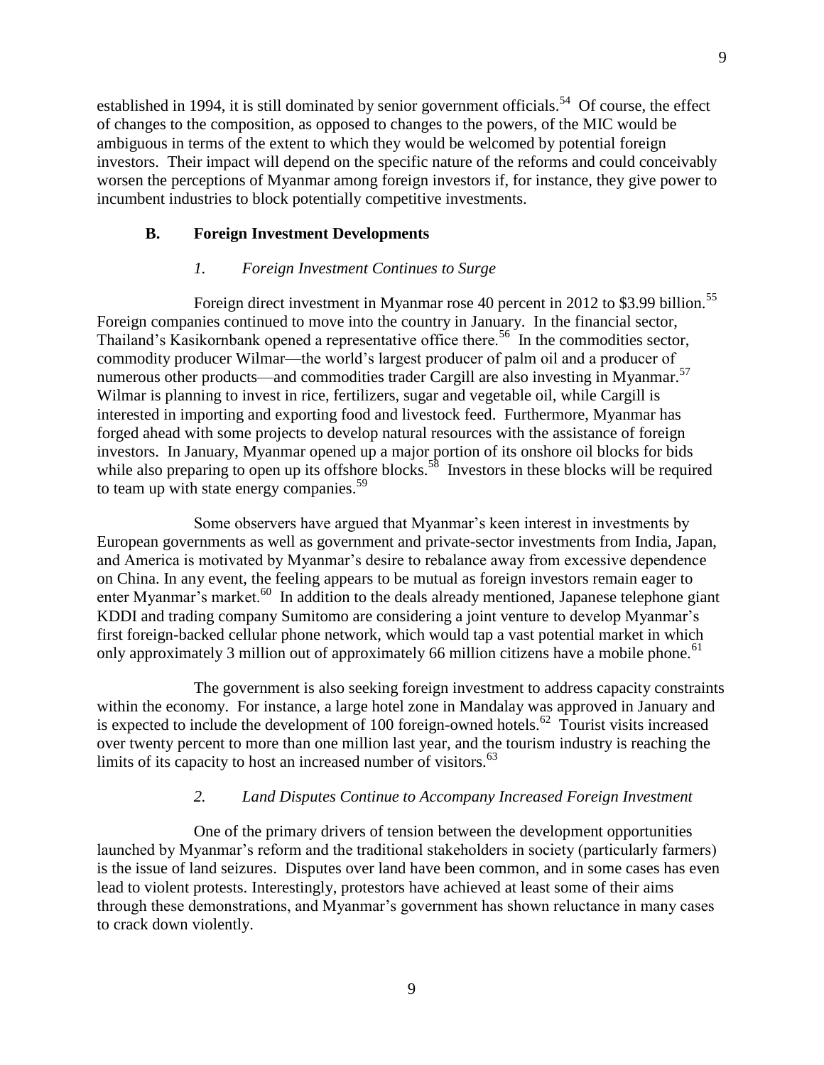established in 1994, it is still dominated by senior government officials.[54] Of course, the effect of changes to the composition, as opposed to changes to the powers, of the MIC would be ambiguous in terms of the extent to which they would be welcomed by potential foreign investors. Their impact will depend on the specific nature of the reforms and could conceivably worsen the perceptions of Myanmar among foreign investors if, for instance, they give power to incumbent industries to block potentially competitive investments.

### B. Foreign Investment Developments

#### *1. Foreign Investment Continues to Surge*

Foreign direct investment in Myanmar rose 40 percent in 2012 to $3.99 billion.[55] Foreign companies continued to move into the country in January. In the financial sector, Thailand's Kasikornbank opened a representative office there.[56] In the commodities sector, commodity producer Wilmar—the world's largest producer of palm oil and a producer of numerous other products—and commodities trader Cargill are also investing in Myanmar.[57] Wilmar is planning to invest in rice, fertilizers, sugar and vegetable oil, while Cargill is interested in importing and exporting food and livestock feed. Furthermore, Myanmar has forged ahead with some projects to develop natural resources with the assistance of foreign investors. In January, Myanmar opened up a major portion of its onshore oil blocks for bids while also preparing to open up its offshore blocks.[58] Investors in these blocks will be required to team up with state energy companies.[59]

Some observers have argued that Myanmar's keen interest in investments by European governments as well as government and private-sector investments from India, Japan, and America is motivated by Myanmar's desire to rebalance away from excessive dependence on China. In any event, the feeling appears to be mutual as foreign investors remain eager to enter Myanmar's market.[60] In addition to the deals already mentioned, Japanese telephone giant KDDI and trading company Sumitomo are considering a joint venture to develop Myanmar's first foreign-backed cellular phone network, which would tap a vast potential market in which only approximately 3 million out of approximately 66 million citizens have a mobile phone.[61]

The government is also seeking foreign investment to address capacity constraints within the economy. For instance, a large hotel zone in Mandalay was approved in January and is expected to include the development of 100 foreign-owned hotels.[62] Tourist visits increased over twenty percent to more than one million last year, and the tourism industry is reaching the limits of its capacity to host an increased number of visitors.[63]

#### *2. Land Disputes Continue to Accompany Increased Foreign Investment*

One of the primary drivers of tension between the development opportunities launched by Myanmar's reform and the traditional stakeholders in society (particularly farmers) is the issue of land seizures. Disputes over land have been common, and in some cases has even lead to violent protests. Interestingly, protestors have achieved at least some of their aims through these demonstrations, and Myanmar's government has shown reluctance in many cases to crack down violently.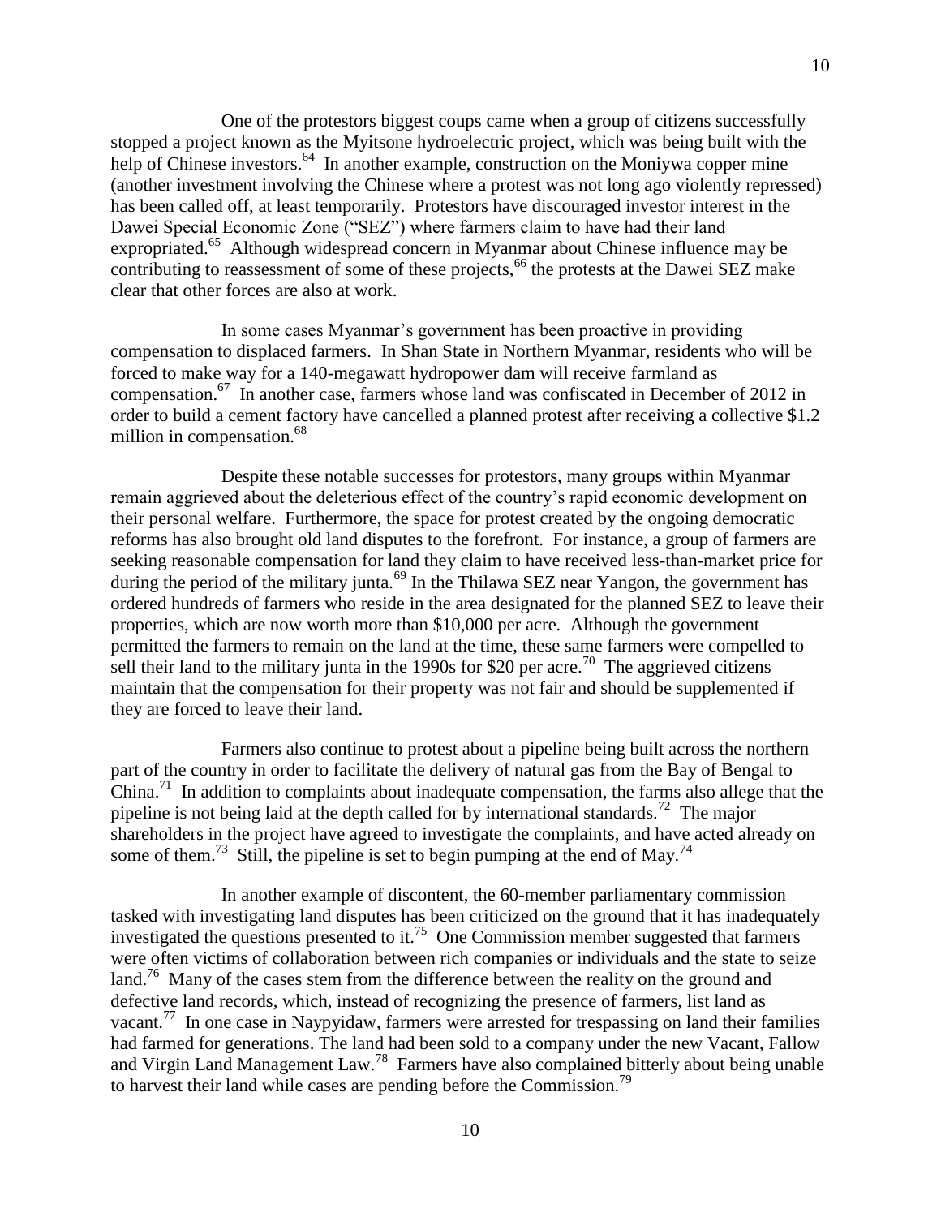One of the protestors biggest coups came when a group of citizens successfully stopped a project known as the Myitsone hydroelectric project, which was being built with the help of Chinese investors.[64] In another example, construction on the Moniywa copper mine (another investment involving the Chinese where a protest was not long ago violently repressed) has been called off, at least temporarily. Protestors have discouraged investor interest in the Dawei Special Economic Zone ("SEZ") where farmers claim to have had their land expropriated.[65] Although widespread concern in Myanmar about Chinese influence may be contributing to reassessment of some of these projects,[66] the protests at the Dawei SEZ make clear that other forces are also at work.

In some cases Myanmar's government has been proactive in providing compensation to displaced farmers. In Shan State in Northern Myanmar, residents who will be forced to make way for a 140-megawatt hydropower dam will receive farmland as compensation.[67] In another case, farmers whose land was confiscated in December of 2012 in order to build a cement factory have cancelled a planned protest after receiving a collective $1.2 million in compensation.[68]

Despite these notable successes for protestors, many groups within Myanmar remain aggrieved about the deleterious effect of the country's rapid economic development on their personal welfare. Furthermore, the space for protest created by the ongoing democratic reforms has also brought old land disputes to the forefront. For instance, a group of farmers are seeking reasonable compensation for land they claim to have received less-than-market price for during the period of the military junta.[69] In the Thilawa SEZ near Yangon, the government has ordered hundreds of farmers who reside in the area designated for the planned SEZ to leave their properties, which are now worth more than $10,000 per acre. Although the government permitted the farmers to remain on the land at the time, these same farmers were compelled to sell their land to the military junta in the 1990s for $20 per acre.[70] The aggrieved citizens maintain that the compensation for their property was not fair and should be supplemented if they are forced to leave their land.

Farmers also continue to protest about a pipeline being built across the northern part of the country in order to facilitate the delivery of natural gas from the Bay of Bengal to China.[71] In addition to complaints about inadequate compensation, the farms also allege that the pipeline is not being laid at the depth called for by international standards.[72] The major shareholders in the project have agreed to investigate the complaints, and have acted already on some of them.[73] Still, the pipeline is set to begin pumping at the end of May.[74]

In another example of discontent, the 60-member parliamentary commission tasked with investigating land disputes has been criticized on the ground that it has inadequately investigated the questions presented to it.[75] One Commission member suggested that farmers were often victims of collaboration between rich companies or individuals and the state to seize land.[76] Many of the cases stem from the difference between the reality on the ground and defective land records, which, instead of recognizing the presence of farmers, list land as vacant.[77] In one case in Naypyidaw, farmers were arrested for trespassing on land their families had farmed for generations. The land had been sold to a company under the new Vacant, Fallow and Virgin Land Management Law.[78] Farmers have also complained bitterly about being unable to harvest their land while cases are pending before the Commission.[79]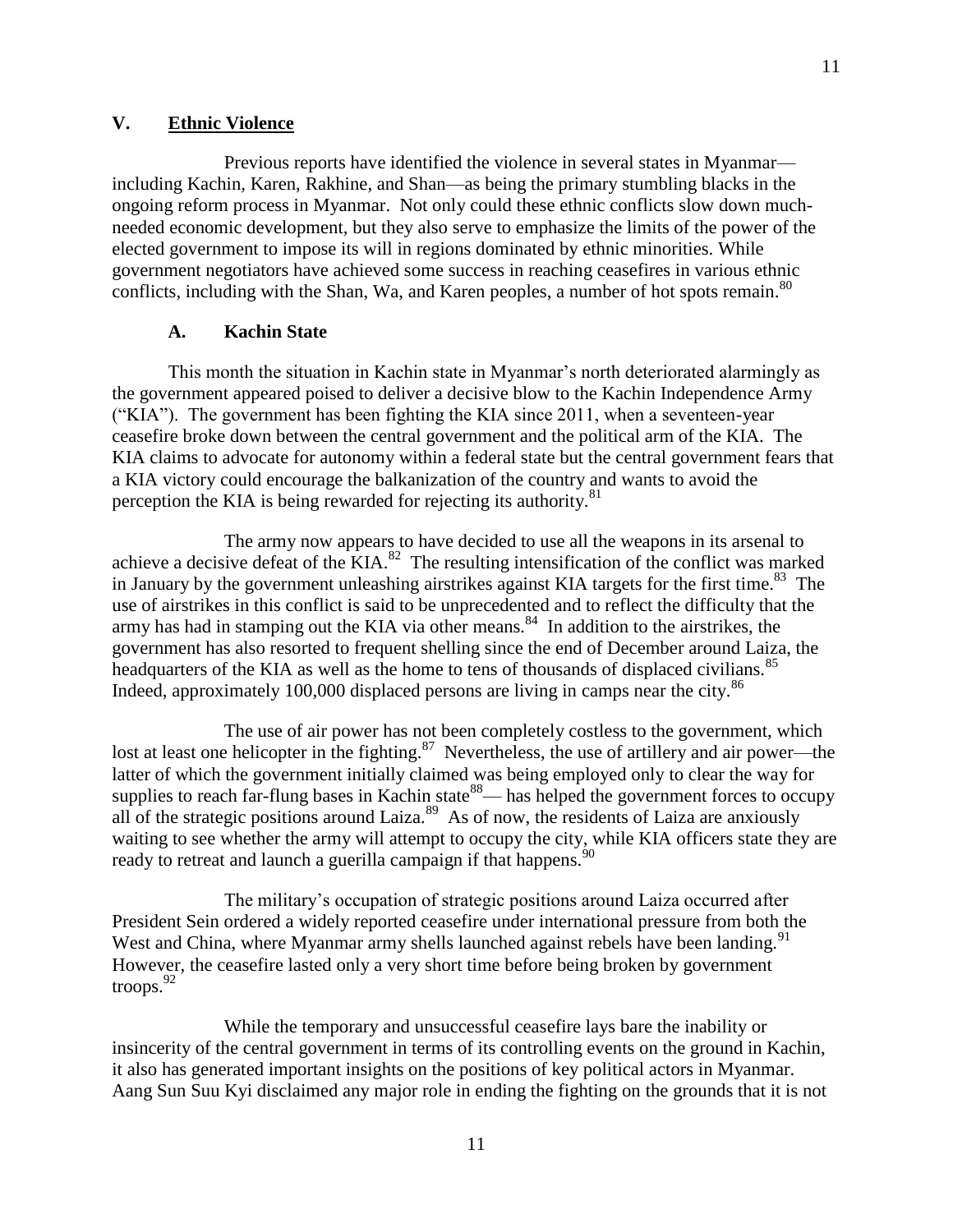## V. Ethnic Violence

Previous reports have identified the violence in several states in Myanmar—including Kachin, Karen, Rakhine, and Shan—as being the primary stumbling blacks in the ongoing reform process in Myanmar. Not only could these ethnic conflicts slow down much-needed economic development, but they also serve to emphasize the limits of the power of the elected government to impose its will in regions dominated by ethnic minorities. While government negotiators have achieved some success in reaching ceasefires in various ethnic conflicts, including with the Shan, Wa, and Karen peoples, a number of hot spots remain.[80]

### A. Kachin State

This month the situation in Kachin state in Myanmar's north deteriorated alarmingly as the government appeared poised to deliver a decisive blow to the Kachin Independence Army ("KIA"). The government has been fighting the KIA since 2011, when a seventeen-year ceasefire broke down between the central government and the political arm of the KIA. The KIA claims to advocate for autonomy within a federal state but the central government fears that a KIA victory could encourage the balkanization of the country and wants to avoid the perception the KIA is being rewarded for rejecting its authority.[81]

The army now appears to have decided to use all the weapons in its arsenal to achieve a decisive defeat of the KIA.[82] The resulting intensification of the conflict was marked in January by the government unleashing airstrikes against KIA targets for the first time.[83] The use of airstrikes in this conflict is said to be unprecedented and to reflect the difficulty that the army has had in stamping out the KIA via other means.[84] In addition to the airstrikes, the government has also resorted to frequent shelling since the end of December around Laiza, the headquarters of the KIA as well as the home to tens of thousands of displaced civilians.[85] Indeed, approximately 100,000 displaced persons are living in camps near the city.[86]

The use of air power has not been completely costless to the government, which lost at least one helicopter in the fighting.[87] Nevertheless, the use of artillery and air power—the latter of which the government initially claimed was being employed only to clear the way for supplies to reach far-flung bases in Kachin state[88]— has helped the government forces to occupy all of the strategic positions around Laiza.[89] As of now, the residents of Laiza are anxiously waiting to see whether the army will attempt to occupy the city, while KIA officers state they are ready to retreat and launch a guerilla campaign if that happens.[90]

The military's occupation of strategic positions around Laiza occurred after President Sein ordered a widely reported ceasefire under international pressure from both the West and China, where Myanmar army shells launched against rebels have been landing.[91] However, the ceasefire lasted only a very short time before being broken by government troops.[92]

While the temporary and unsuccessful ceasefire lays bare the inability or insincerity of the central government in terms of its controlling events on the ground in Kachin, it also has generated important insights on the positions of key political actors in Myanmar. Aang Sun Suu Kyi disclaimed any major role in ending the fighting on the grounds that it is not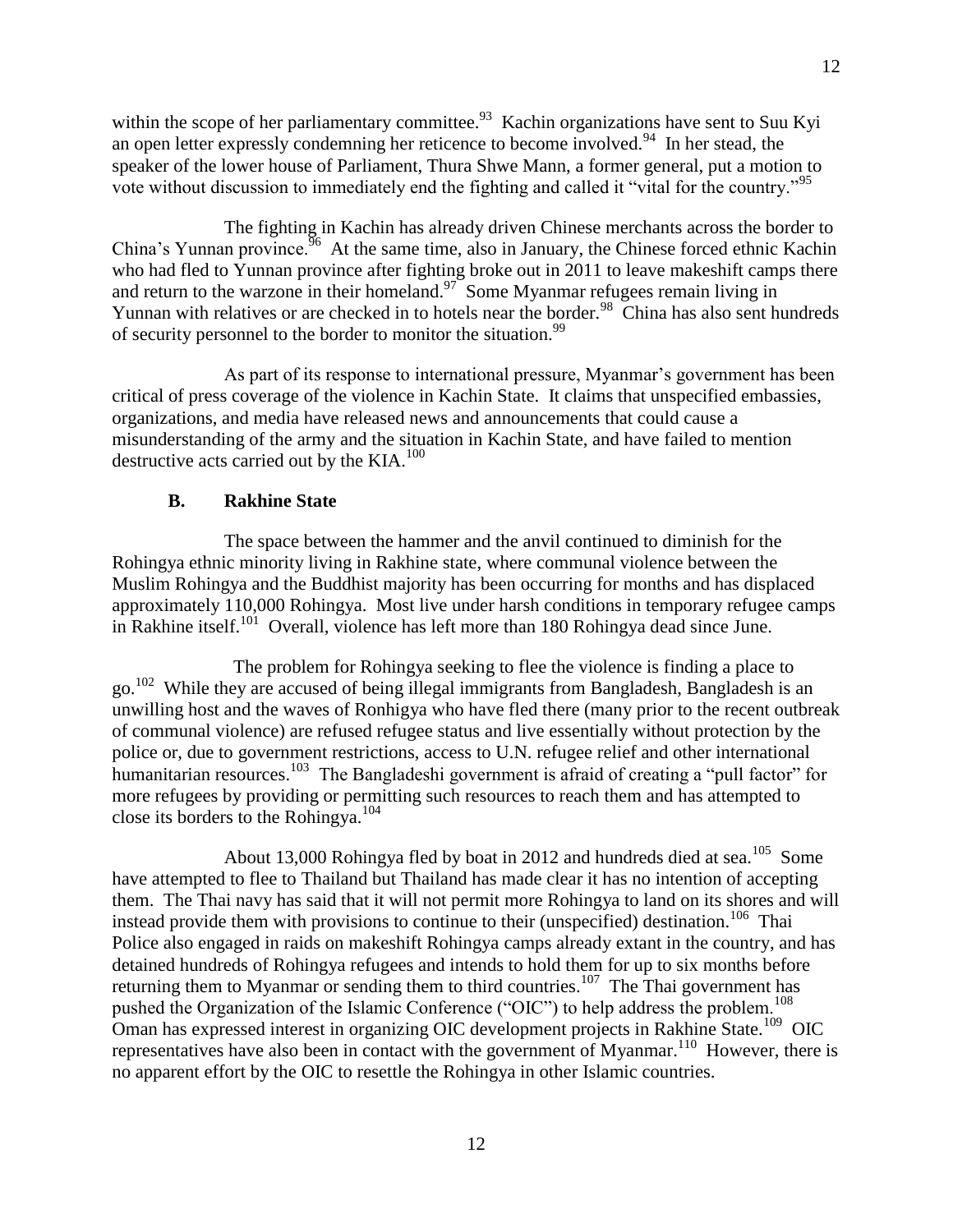within the scope of her parliamentary committee.[93] Kachin organizations have sent to Suu Kyi an open letter expressly condemning her reticence to become involved.[94] In her stead, the speaker of the lower house of Parliament, Thura Shwe Mann, a former general, put a motion to vote without discussion to immediately end the fighting and called it "vital for the country."[95]

The fighting in Kachin has already driven Chinese merchants across the border to China's Yunnan province.[96] At the same time, also in January, the Chinese forced ethnic Kachin who had fled to Yunnan province after fighting broke out in 2011 to leave makeshift camps there and return to the warzone in their homeland.[97] Some Myanmar refugees remain living in Yunnan with relatives or are checked in to hotels near the border.[98] China has also sent hundreds of security personnel to the border to monitor the situation.[99]

As part of its response to international pressure, Myanmar's government has been critical of press coverage of the violence in Kachin State. It claims that unspecified embassies, organizations, and media have released news and announcements that could cause a misunderstanding of the army and the situation in Kachin State, and have failed to mention destructive acts carried out by the KIA.[100]

### B. Rakhine State

The space between the hammer and the anvil continued to diminish for the Rohingya ethnic minority living in Rakhine state, where communal violence between the Muslim Rohingya and the Buddhist majority has been occurring for months and has displaced approximately 110,000 Rohingya. Most live under harsh conditions in temporary refugee camps in Rakhine itself.[101] Overall, violence has left more than 180 Rohingya dead since June.

The problem for Rohingya seeking to flee the violence is finding a place to go.[102] While they are accused of being illegal immigrants from Bangladesh, Bangladesh is an unwilling host and the waves of Ronhigya who have fled there (many prior to the recent outbreak of communal violence) are refused refugee status and live essentially without protection by the police or, due to government restrictions, access to U.N. refugee relief and other international humanitarian resources.[103] The Bangladeshi government is afraid of creating a "pull factor" for more refugees by providing or permitting such resources to reach them and has attempted to close its borders to the Rohingya.[104]

About 13,000 Rohingya fled by boat in 2012 and hundreds died at sea.[105] Some have attempted to flee to Thailand but Thailand has made clear it has no intention of accepting them. The Thai navy has said that it will not permit more Rohingya to land on its shores and will instead provide them with provisions to continue to their (unspecified) destination.[106] Thai Police also engaged in raids on makeshift Rohingya camps already extant in the country, and has detained hundreds of Rohingya refugees and intends to hold them for up to six months before returning them to Myanmar or sending them to third countries.[107] The Thai government has pushed the Organization of the Islamic Conference ("OIC") to help address the problem.[108] Oman has expressed interest in organizing OIC development projects in Rakhine State.[109] OIC representatives have also been in contact with the government of Myanmar.[110] However, there is no apparent effort by the OIC to resettle the Rohingya in other Islamic countries.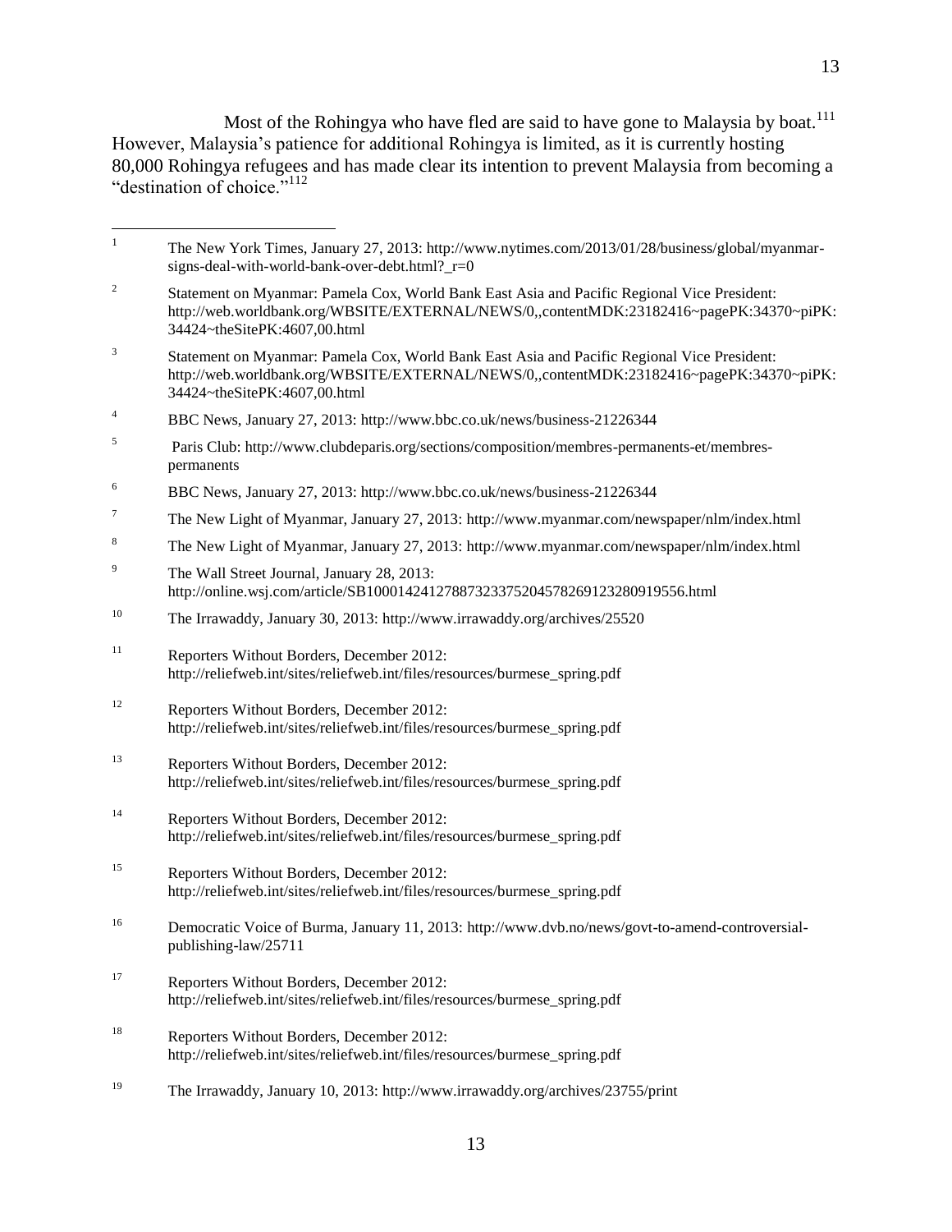Most of the Rohingya who have fled are said to have gone to Malaysia by boat.[111] However, Malaysia's patience for additional Rohingya is limited, as it is currently hosting 80,000 Rohingya refugees and has made clear its intention to prevent Malaysia from becoming a "destination of choice."[112]

---

[1] The New York Times, January 27, 2013: http://www.nytimes.com/2013/01/28/business/global/myanmar-signs-deal-with-world-bank-over-debt.html?_r=0

[2] Statement on Myanmar: Pamela Cox, World Bank East Asia and Pacific Regional Vice President: http://web.worldbank.org/WBSITE/EXTERNAL/NEWS/0,,contentMDK:23182416~pagePK:34370~piPK:34424~theSitePK:4607,00.html

[3] Statement on Myanmar: Pamela Cox, World Bank East Asia and Pacific Regional Vice President: http://web.worldbank.org/WBSITE/EXTERNAL/NEWS/0,,contentMDK:23182416~pagePK:34370~piPK:34424~theSitePK:4607,00.html

[4] BBC News, January 27, 2013: http://www.bbc.co.uk/news/business-21226344

[5] Paris Club: http://www.clubdeparis.org/sections/composition/membres-permanents-et/membres-permanents

[6] BBC News, January 27, 2013: http://www.bbc.co.uk/news/business-21226344

[7] The New Light of Myanmar, January 27, 2013: http://www.myanmar.com/newspaper/nlm/index.html

[8] The New Light of Myanmar, January 27, 2013: http://www.myanmar.com/newspaper/nlm/index.html

[9] The Wall Street Journal, January 28, 2013: http://online.wsj.com/article/SB10001424127887323375204578269123280919556.html

[10] The Irrawaddy, January 30, 2013: http://www.irrawaddy.org/archives/25520

[11] Reporters Without Borders, December 2012: http://reliefweb.int/sites/reliefweb.int/files/resources/burmese_spring.pdf

[12] Reporters Without Borders, December 2012: http://reliefweb.int/sites/reliefweb.int/files/resources/burmese_spring.pdf

[13] Reporters Without Borders, December 2012: http://reliefweb.int/sites/reliefweb.int/files/resources/burmese_spring.pdf

[14] Reporters Without Borders, December 2012: http://reliefweb.int/sites/reliefweb.int/files/resources/burmese_spring.pdf

[15] Reporters Without Borders, December 2012: http://reliefweb.int/sites/reliefweb.int/files/resources/burmese_spring.pdf

[16] Democratic Voice of Burma, January 11, 2013: http://www.dvb.no/news/govt-to-amend-controversial-publishing-law/25711

[17] Reporters Without Borders, December 2012: http://reliefweb.int/sites/reliefweb.int/files/resources/burmese_spring.pdf

[18] Reporters Without Borders, December 2012: http://reliefweb.int/sites/reliefweb.int/files/resources/burmese_spring.pdf

[19] The Irrawaddy, January 10, 2013: http://www.irrawaddy.org/archives/23755/print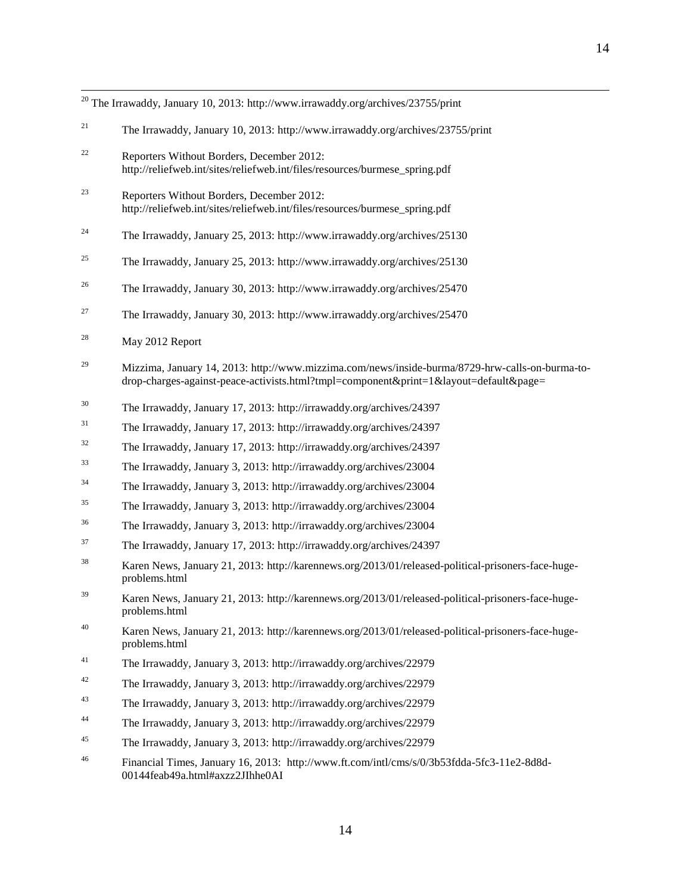[20] The Irrawaddy, January 10, 2013: http://www.irrawaddy.org/archives/23755/print

[21] The Irrawaddy, January 10, 2013: http://www.irrawaddy.org/archives/23755/print

[22] Reporters Without Borders, December 2012: http://reliefweb.int/sites/reliefweb.int/files/resources/burmese_spring.pdf

[23] Reporters Without Borders, December 2012: http://reliefweb.int/sites/reliefweb.int/files/resources/burmese_spring.pdf

[24] The Irrawaddy, January 25, 2013: http://www.irrawaddy.org/archives/25130

[25] The Irrawaddy, January 25, 2013: http://www.irrawaddy.org/archives/25130

[26] The Irrawaddy, January 30, 2013: http://www.irrawaddy.org/archives/25470

[27] The Irrawaddy, January 30, 2013: http://www.irrawaddy.org/archives/25470

[28] May 2012 Report

[29] Mizzima, January 14, 2013: http://www.mizzima.com/news/inside-burma/8729-hrw-calls-on-burma-to-drop-charges-against-peace-activists.html?tmpl=component&print=1&layout=default&page=

[30] The Irrawaddy, January 17, 2013: http://irrawaddy.org/archives/24397

[31] The Irrawaddy, January 17, 2013: http://irrawaddy.org/archives/24397

[32] The Irrawaddy, January 17, 2013: http://irrawaddy.org/archives/24397

[33] The Irrawaddy, January 3, 2013: http://irrawaddy.org/archives/23004

[34] The Irrawaddy, January 3, 2013: http://irrawaddy.org/archives/23004

[35] The Irrawaddy, January 3, 2013: http://irrawaddy.org/archives/23004

[36] The Irrawaddy, January 3, 2013: http://irrawaddy.org/archives/23004

[37] The Irrawaddy, January 17, 2013: http://irrawaddy.org/archives/24397

[38] Karen News, January 21, 2013: http://karennews.org/2013/01/released-political-prisoners-face-huge-problems.html

[39] Karen News, January 21, 2013: http://karennews.org/2013/01/released-political-prisoners-face-huge-problems.html

[40] Karen News, January 21, 2013: http://karennews.org/2013/01/released-political-prisoners-face-huge-problems.html

[41] The Irrawaddy, January 3, 2013: http://irrawaddy.org/archives/22979

[42] The Irrawaddy, January 3, 2013: http://irrawaddy.org/archives/22979

[43] The Irrawaddy, January 3, 2013: http://irrawaddy.org/archives/22979

[44] The Irrawaddy, January 3, 2013: http://irrawaddy.org/archives/22979

[45] The Irrawaddy, January 3, 2013: http://irrawaddy.org/archives/22979

[46] Financial Times, January 16, 2013: http://www.ft.com/intl/cms/s/0/3b53fdda-5fc3-11e2-8d8d-00144feab49a.html#axzz2JIhhe0AI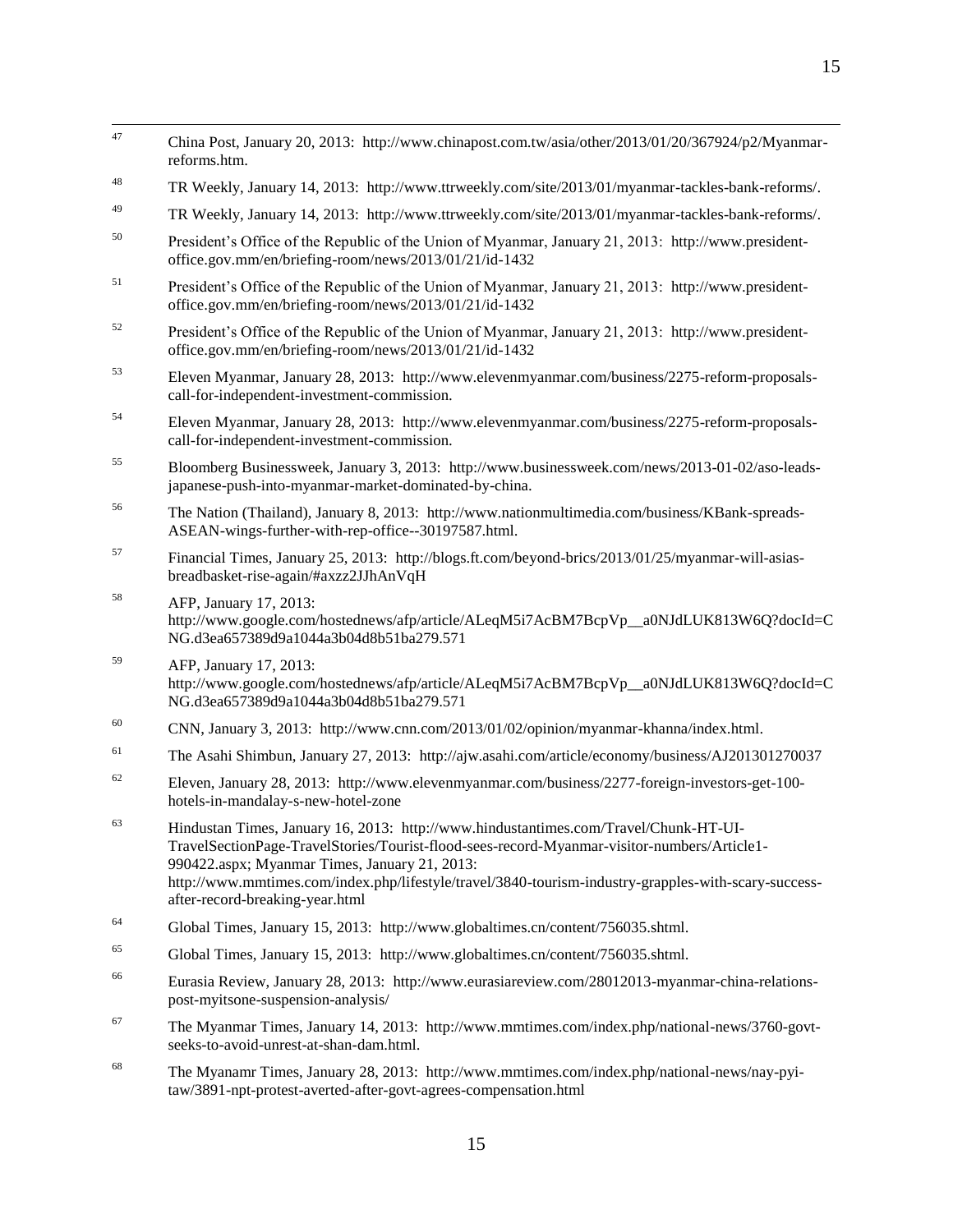47 China Post, January 20, 2013: http://www.chinapost.com.tw/asia/other/2013/01/20/367924/p2/Myanmar-reforms.htm.

48 TR Weekly, January 14, 2013: http://www.ttrweekly.com/site/2013/01/myanmar-tackles-bank-reforms/.

49 TR Weekly, January 14, 2013: http://www.ttrweekly.com/site/2013/01/myanmar-tackles-bank-reforms/.

50 President's Office of the Republic of the Union of Myanmar, January 21, 2013: http://www.president-office.gov.mm/en/briefing-room/news/2013/01/21/id-1432

51 President's Office of the Republic of the Union of Myanmar, January 21, 2013: http://www.president-office.gov.mm/en/briefing-room/news/2013/01/21/id-1432

52 President's Office of the Republic of the Union of Myanmar, January 21, 2013: http://www.president-office.gov.mm/en/briefing-room/news/2013/01/21/id-1432

53 Eleven Myanmar, January 28, 2013: http://www.elevenmyanmar.com/business/2275-reform-proposals-call-for-independent-investment-commission.

54 Eleven Myanmar, January 28, 2013: http://www.elevenmyanmar.com/business/2275-reform-proposals-call-for-independent-investment-commission.

55 Bloomberg Businessweek, January 3, 2013: http://www.businessweek.com/news/2013-01-02/aso-leads-japanese-push-into-myanmar-market-dominated-by-china.

56 The Nation (Thailand), January 8, 2013: http://www.nationmultimedia.com/business/KBank-spreads-ASEAN-wings-further-with-rep-office--30197587.html.

57 Financial Times, January 25, 2013: http://blogs.ft.com/beyond-brics/2013/01/25/myanmar-will-asias-breadbasket-rise-again/#axzz2JJhAnVqH

58 AFP, January 17, 2013: http://www.google.com/hostednews/afp/article/ALeqM5i7AcBM7BcpVp__a0NJdLUK813W6Q?docId=CNG.d3ea657389d9a1044a3b04d8b51ba279.571

59 AFP, January 17, 2013: http://www.google.com/hostednews/afp/article/ALeqM5i7AcBM7BcpVp__a0NJdLUK813W6Q?docId=CNG.d3ea657389d9a1044a3b04d8b51ba279.571

60 CNN, January 3, 2013: http://www.cnn.com/2013/01/02/opinion/myanmar-khanna/index.html.

61 The Asahi Shimbun, January 27, 2013: http://ajw.asahi.com/article/economy/business/AJ201301270037

62 Eleven, January 28, 2013: http://www.elevenmyanmar.com/business/2277-foreign-investors-get-100-hotels-in-mandalay-s-new-hotel-zone

63 Hindustan Times, January 16, 2013: http://www.hindustantimes.com/Travel/Chunk-HT-UI-TravelSectionPage-TravelStories/Tourist-flood-sees-record-Myanmar-visitor-numbers/Article1-990422.aspx; Myanmar Times, January 21, 2013: http://www.mmtimes.com/index.php/lifestyle/travel/3840-tourism-industry-grapples-with-scary-success-after-record-breaking-year.html

64 Global Times, January 15, 2013: http://www.globaltimes.cn/content/756035.shtml.

65 Global Times, January 15, 2013: http://www.globaltimes.cn/content/756035.shtml.

66 Eurasia Review, January 28, 2013: http://www.eurasiareview.com/28012013-myanmar-china-relations-post-myitsone-suspension-analysis/

67 The Myanmar Times, January 14, 2013: http://www.mmtimes.com/index.php/national-news/3760-govt-seeks-to-avoid-unrest-at-shan-dam.html.

68 The Myanamr Times, January 28, 2013: http://www.mmtimes.com/index.php/national-news/nay-pyi-taw/3891-npt-protest-averted-after-govt-agrees-compensation.html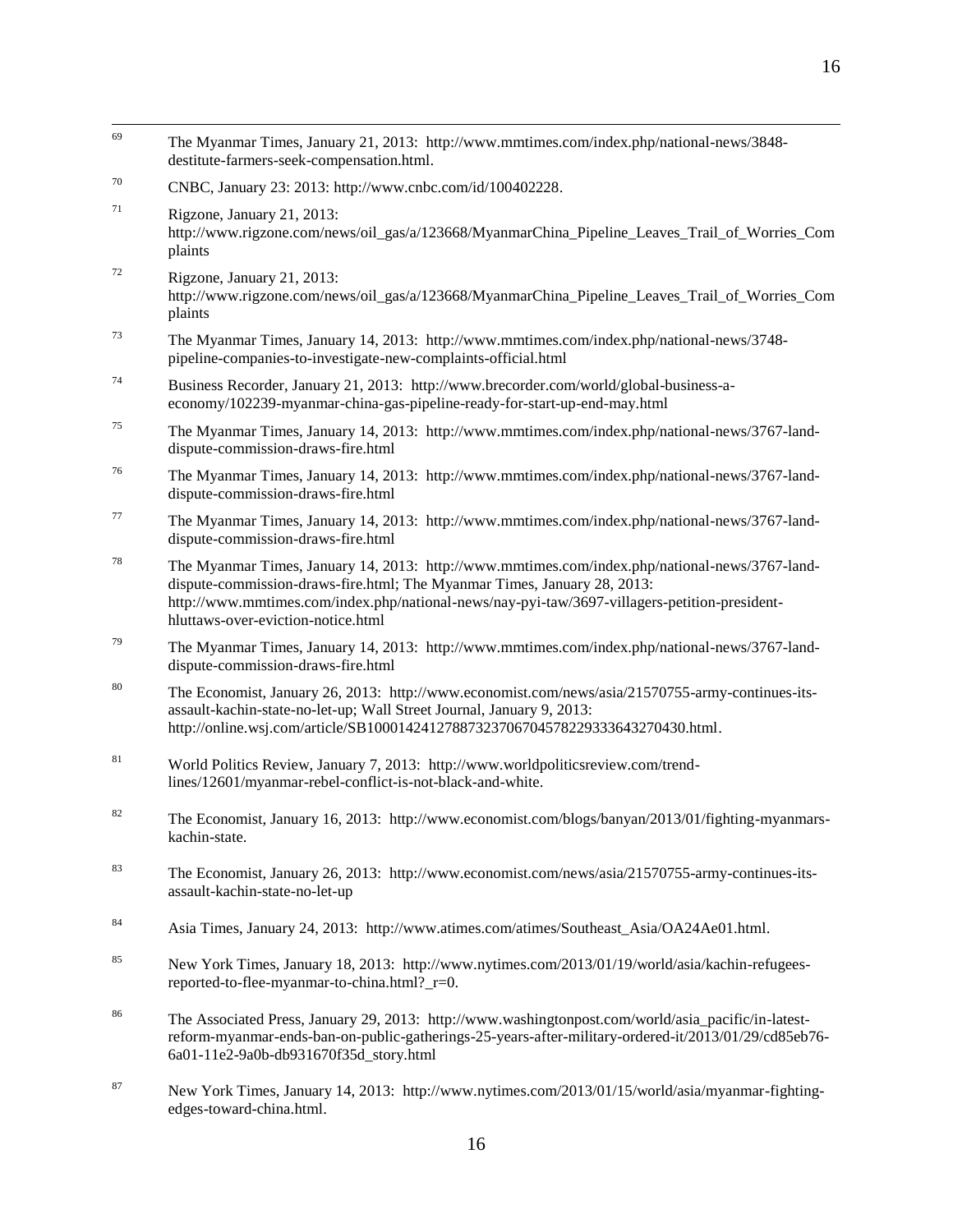[69] The Myanmar Times, January 21, 2013: http://www.mmtimes.com/index.php/national-news/3848-destitute-farmers-seek-compensation.html.

[70] CNBC, January 23: 2013: http://www.cnbc.com/id/100402228.

[71] Rigzone, January 21, 2013: http://www.rigzone.com/news/oil_gas/a/123668/MyanmarChina_Pipeline_Leaves_Trail_of_Worries_Complaints

[72] Rigzone, January 21, 2013: http://www.rigzone.com/news/oil_gas/a/123668/MyanmarChina_Pipeline_Leaves_Trail_of_Worries_Complaints

[73] The Myanmar Times, January 14, 2013: http://www.mmtimes.com/index.php/national-news/3748-pipeline-companies-to-investigate-new-complaints-official.html

[74] Business Recorder, January 21, 2013: http://www.brecorder.com/world/global-business-a-economy/102239-myanmar-china-gas-pipeline-ready-for-start-up-end-may.html

[75] The Myanmar Times, January 14, 2013: http://www.mmtimes.com/index.php/national-news/3767-land-dispute-commission-draws-fire.html

[76] The Myanmar Times, January 14, 2013: http://www.mmtimes.com/index.php/national-news/3767-land-dispute-commission-draws-fire.html

[77] The Myanmar Times, January 14, 2013: http://www.mmtimes.com/index.php/national-news/3767-land-dispute-commission-draws-fire.html

[78] The Myanmar Times, January 14, 2013: http://www.mmtimes.com/index.php/national-news/3767-land-dispute-commission-draws-fire.html; The Myanmar Times, January 28, 2013: http://www.mmtimes.com/index.php/national-news/nay-pyi-taw/3697-villagers-petition-president-hluttaws-over-eviction-notice.html

[79] The Myanmar Times, January 14, 2013: http://www.mmtimes.com/index.php/national-news/3767-land-dispute-commission-draws-fire.html

[80] The Economist, January 26, 2013: http://www.economist.com/news/asia/21570755-army-continues-its-assault-kachin-state-no-let-up; Wall Street Journal, January 9, 2013: http://online.wsj.com/article/SB10001424127887323706704578229333643270430.html.

[81] World Politics Review, January 7, 2013: http://www.worldpoliticsreview.com/trend-lines/12601/myanmar-rebel-conflict-is-not-black-and-white.

[82] The Economist, January 16, 2013: http://www.economist.com/blogs/banyan/2013/01/fighting-myanmars-kachin-state.

[83] The Economist, January 26, 2013: http://www.economist.com/news/asia/21570755-army-continues-its-assault-kachin-state-no-let-up

[84] Asia Times, January 24, 2013: http://www.atimes.com/atimes/Southeast_Asia/OA24Ae01.html.

[85] New York Times, January 18, 2013: http://www.nytimes.com/2013/01/19/world/asia/kachin-refugees-reported-to-flee-myanmar-to-china.html?_r=0.

[86] The Associated Press, January 29, 2013: http://www.washingtonpost.com/world/asia_pacific/in-latest-reform-myanmar-ends-ban-on-public-gatherings-25-years-after-military-ordered-it/2013/01/29/cd85eb76-6a01-11e2-9a0b-db931670f35d_story.html

[87] New York Times, January 14, 2013: http://www.nytimes.com/2013/01/15/world/asia/myanmar-fighting-edges-toward-china.html.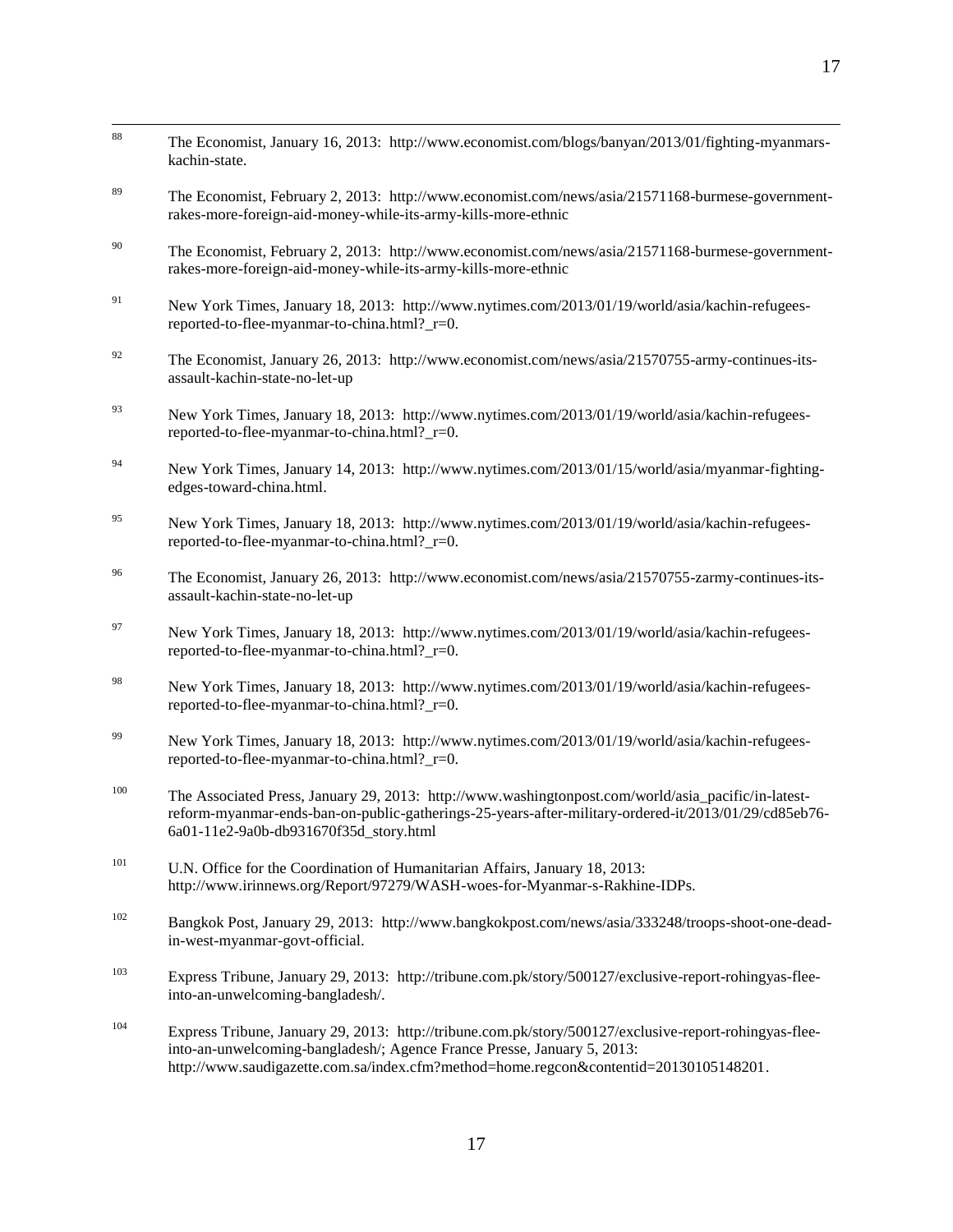[88] The Economist, January 16, 2013: http://www.economist.com/blogs/banyan/2013/01/fighting-myanmars-kachin-state.

[89] The Economist, February 2, 2013: http://www.economist.com/news/asia/21571168-burmese-government-rakes-more-foreign-aid-money-while-its-army-kills-more-ethnic

[90] The Economist, February 2, 2013: http://www.economist.com/news/asia/21571168-burmese-government-rakes-more-foreign-aid-money-while-its-army-kills-more-ethnic

[91] New York Times, January 18, 2013: http://www.nytimes.com/2013/01/19/world/asia/kachin-refugees-reported-to-flee-myanmar-to-china.html?_r=0.

[92] The Economist, January 26, 2013: http://www.economist.com/news/asia/21570755-army-continues-its-assault-kachin-state-no-let-up

[93] New York Times, January 18, 2013: http://www.nytimes.com/2013/01/19/world/asia/kachin-refugees-reported-to-flee-myanmar-to-china.html?_r=0.

[94] New York Times, January 14, 2013: http://www.nytimes.com/2013/01/15/world/asia/myanmar-fighting-edges-toward-china.html.

[95] New York Times, January 18, 2013: http://www.nytimes.com/2013/01/19/world/asia/kachin-refugees-reported-to-flee-myanmar-to-china.html?_r=0.

[96] The Economist, January 26, 2013: http://www.economist.com/news/asia/21570755-zarmy-continues-its-assault-kachin-state-no-let-up

[97] New York Times, January 18, 2013: http://www.nytimes.com/2013/01/19/world/asia/kachin-refugees-reported-to-flee-myanmar-to-china.html?_r=0.

[98] New York Times, January 18, 2013: http://www.nytimes.com/2013/01/19/world/asia/kachin-refugees-reported-to-flee-myanmar-to-china.html?_r=0.

[99] New York Times, January 18, 2013: http://www.nytimes.com/2013/01/19/world/asia/kachin-refugees-reported-to-flee-myanmar-to-china.html?_r=0.

[100] The Associated Press, January 29, 2013: http://www.washingtonpost.com/world/asia_pacific/in-latest-reform-myanmar-ends-ban-on-public-gatherings-25-years-after-military-ordered-it/2013/01/29/cd85eb76-6a01-11e2-9a0b-db931670f35d_story.html

[101] U.N. Office for the Coordination of Humanitarian Affairs, January 18, 2013: http://www.irinnews.org/Report/97279/WASH-woes-for-Myanmar-s-Rakhine-IDPs.

[102] Bangkok Post, January 29, 2013: http://www.bangkokpost.com/news/asia/333248/troops-shoot-one-dead-in-west-myanmar-govt-official.

[103] Express Tribune, January 29, 2013: http://tribune.com.pk/story/500127/exclusive-report-rohingyas-flee-into-an-unwelcoming-bangladesh/.

[104] Express Tribune, January 29, 2013: http://tribune.com.pk/story/500127/exclusive-report-rohingyas-flee-into-an-unwelcoming-bangladesh/; Agence France Presse, January 5, 2013: http://www.saudigazette.com.sa/index.cfm?method=home.regcon&contentid=20130105148201.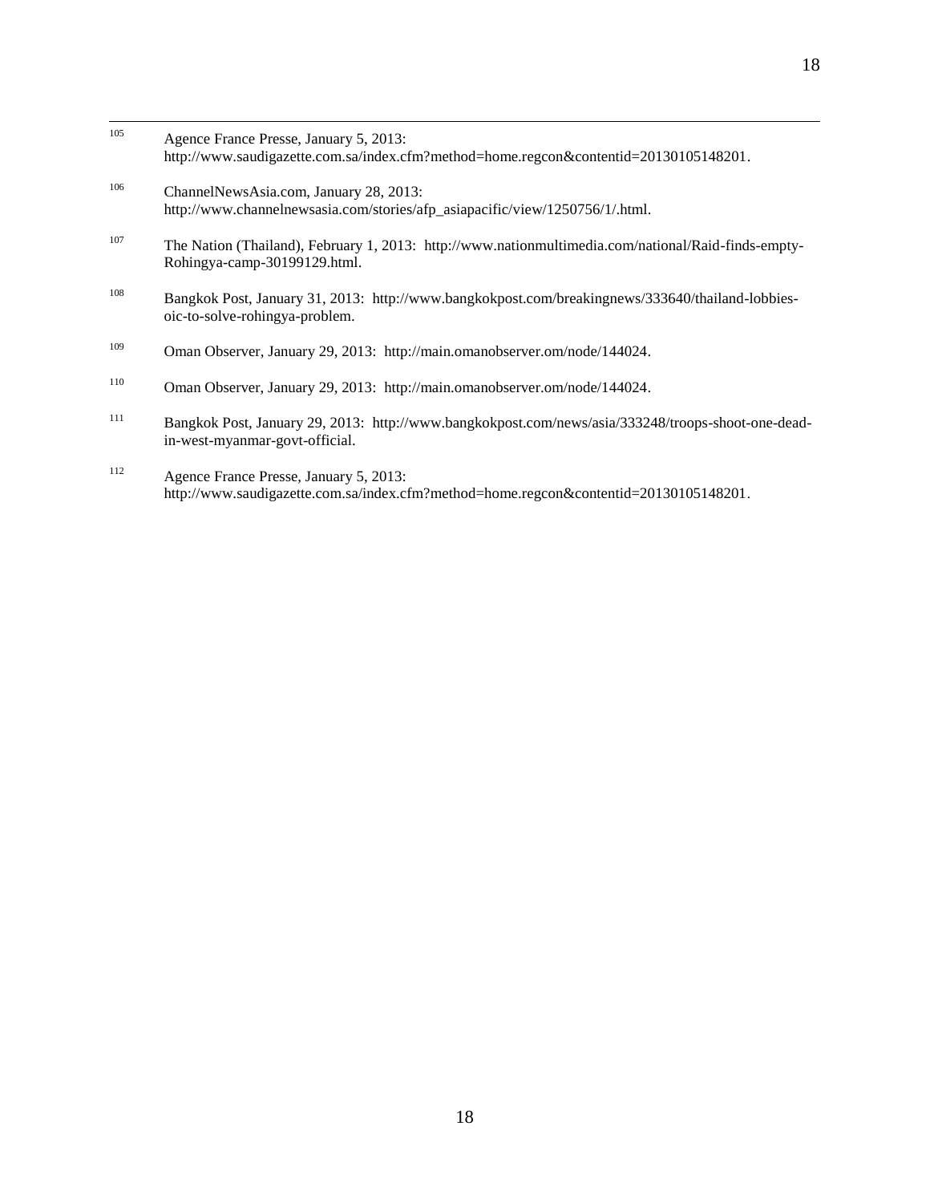[105] Agence France Presse, January 5, 2013: http://www.saudigazette.com.sa/index.cfm?method=home.regcon&contentid=20130105148201.

[106] ChannelNewsAsia.com, January 28, 2013: http://www.channelnewsasia.com/stories/afp_asiapacific/view/1250756/1/.html.

[107] The Nation (Thailand), February 1, 2013: http://www.nationmultimedia.com/national/Raid-finds-empty-Rohingya-camp-30199129.html.

[108] Bangkok Post, January 31, 2013: http://www.bangkokpost.com/breakingnews/333640/thailand-lobbies-oic-to-solve-rohingya-problem.

[109] Oman Observer, January 29, 2013: http://main.omanobserver.om/node/144024.

[110] Oman Observer, January 29, 2013: http://main.omanobserver.om/node/144024.

[111] Bangkok Post, January 29, 2013: http://www.bangkokpost.com/news/asia/333248/troops-shoot-one-dead-in-west-myanmar-govt-official.

[112] Agence France Presse, January 5, 2013: http://www.saudigazette.com.sa/index.cfm?method=home.regcon&contentid=20130105148201.